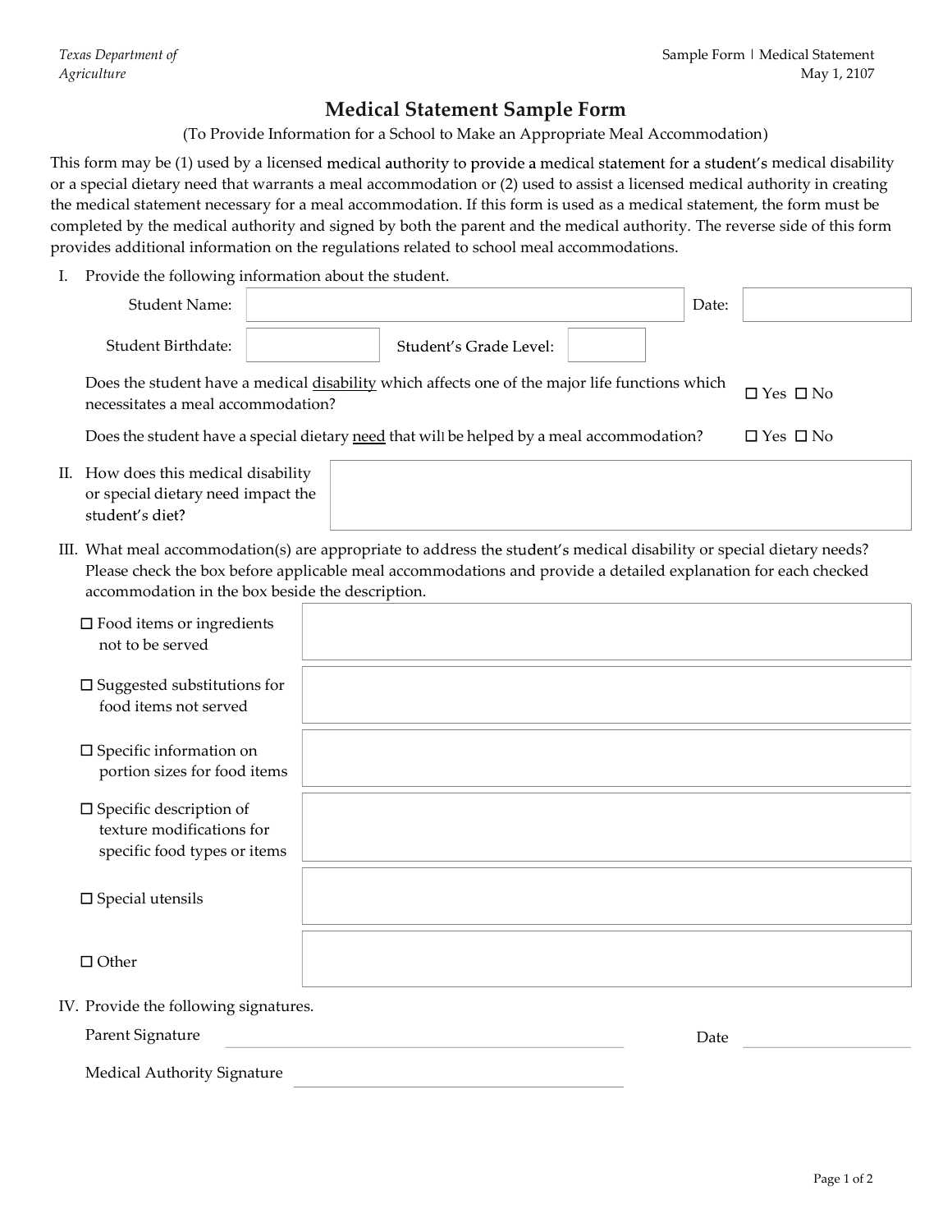# Medical Statement Sample Form

(To Provide Information for a School to Make an Appropriate Meal Accommodation)

This form may be (1) used by a licensed medical authority to provide a medical statement for a student's medical disability or a special dietary need that warrants a meal accommodation or (2) used to assist a licensed medical authority in creating the medical statement necessary for a meal accommodation. If this form is used as a medical statement, the form must be completed by the medical authority and signed by both the parent and the medical authority. The reverse side of this form provides additional information on the regulations related to school meal accommodations.

I. Provide the following information about the student.

| Student Name: | | Date: | |
|---|---|---|---|
| Student Birthdate: | | Student's Grade Level: | |

Does the student have a medical disability which affects one of the major life functions which necessitates a meal accommodation? ☐ Yes ☐ No

Does the student have a special dietary need that will be helped by a meal accommodation? ☐ Yes ☐ No

II. How does this medical disability or special dietary need impact the student's diet?

| |
|---|
| |

III. What meal accommodation(s) are appropriate to address the student's medical disability or special dietary needs? Please check the box before applicable meal accommodations and provide a detailed explanation for each checked accommodation in the box beside the description.

| Accommodation | Explanation |
|---|---|
| ☐ Food items or ingredients not to be served | |
| ☐ Suggested substitutions for food items not served | |
| ☐ Specific information on portion sizes for food items | |
| ☐ Specific description of texture modifications for specific food types or items | |
| ☐ Special utensils | |
| ☐ Other | |

IV. Provide the following signatures.

Parent Signature ____________________ Date ____________

Medical Authority Signature ____________________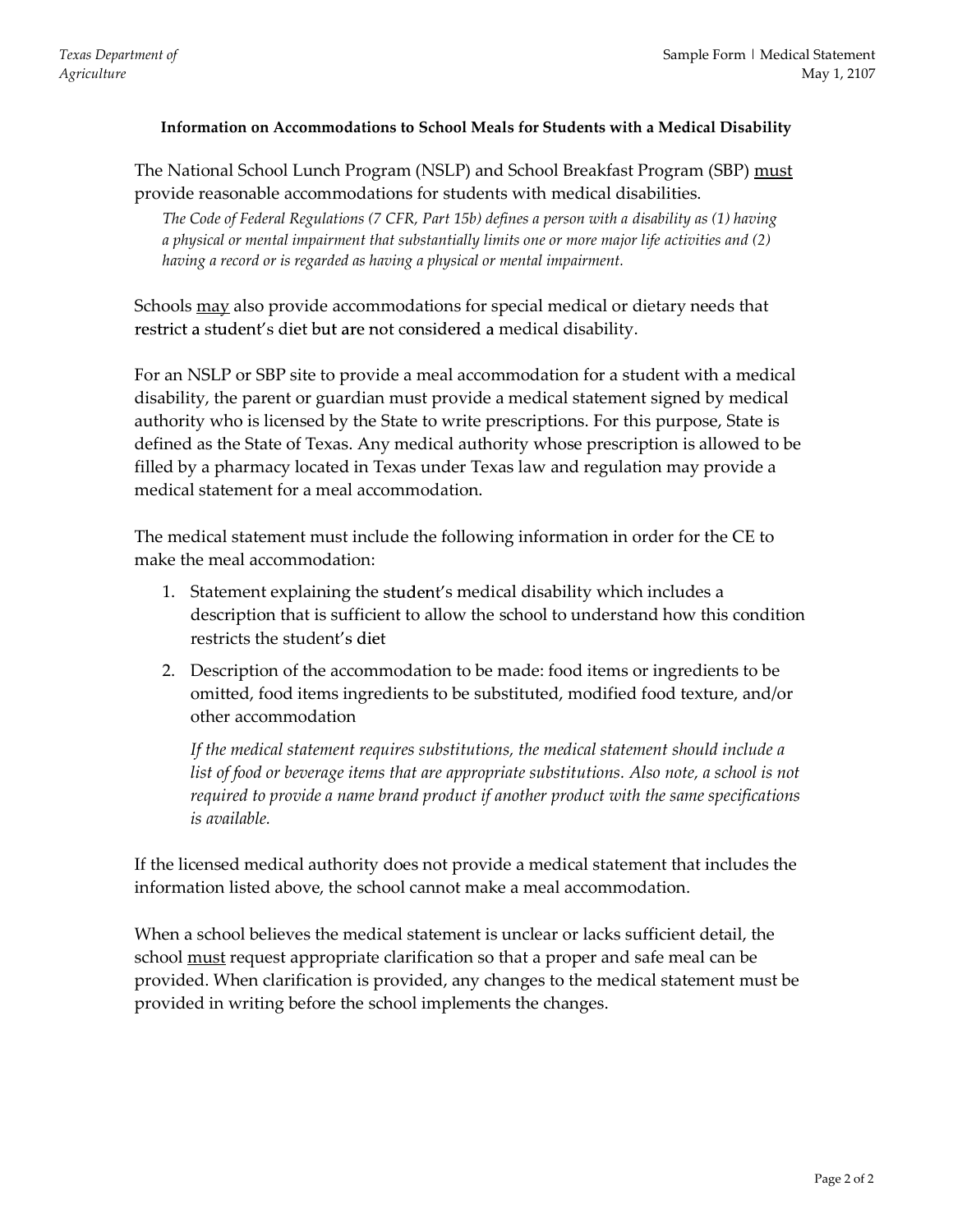**Information on Accommodations to School Meals for Students with a Medical Disability**

The National School Lunch Program (NSLP) and School Breakfast Program (SBP) must provide reasonable accommodations for students with medical disabilities.

*The Code of Federal Regulations (7 CFR, Part 15b) defines a person with a disability as (1) having a physical or mental impairment that substantially limits one or more major life activities and (2) having a record or is regarded as having a physical or mental impairment.*

Schools may also provide accommodations for special medical or dietary needs that restrict a student's diet but are not considered a medical disability.

For an NSLP or SBP site to provide a meal accommodation for a student with a medical disability, the parent or guardian must provide a medical statement signed by medical authority who is licensed by the State to write prescriptions. For this purpose, State is defined as the State of Texas. Any medical authority whose prescription is allowed to be filled by a pharmacy located in Texas under Texas law and regulation may provide a medical statement for a meal accommodation.

The medical statement must include the following information in order for the CE to make the meal accommodation:

1. Statement explaining the student's medical disability which includes a description that is sufficient to allow the school to understand how this condition restricts the student's diet
2. Description of the accommodation to be made: food items or ingredients to be omitted, food items ingredients to be substituted, modified food texture, and/or other accommodation

   *If the medical statement requires substitutions, the medical statement should include a list of food or beverage items that are appropriate substitutions. Also note, a school is not required to provide a name brand product if another product with the same specifications is available.*

If the licensed medical authority does not provide a medical statement that includes the information listed above, the school cannot make a meal accommodation.

When a school believes the medical statement is unclear or lacks sufficient detail, the school must request appropriate clarification so that a proper and safe meal can be provided. When clarification is provided, any changes to the medical statement must be provided in writing before the school implements the changes.